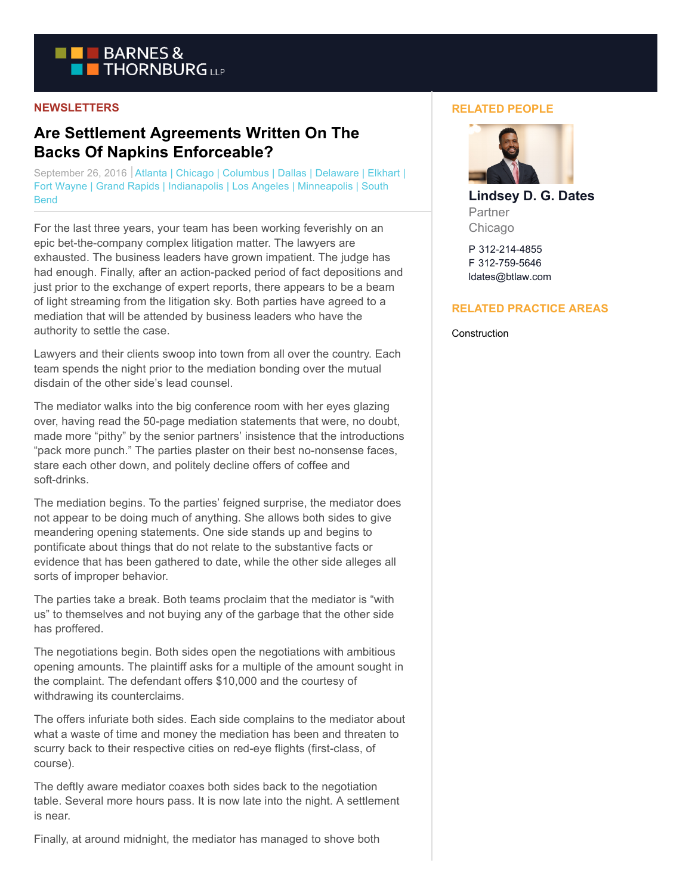NEWSLETTERS

# Are Settlement Agreements Written On The Backs Of Napkins Enforceable?

September 26, 2016 | Atlanta | Chicago | Columbus | Dallas | Delaware | Elkhart | Fort Wayne | Grand Rapids | Indianapolis | Los Angeles | Minneapolis | South Bend

For the last three years, your team has been working feverishly on an epic bet-the-company complex litigation matter. The lawyers are exhausted. The business leaders have grown impatient. The judge has had enough. Finally, after an action-packed period of fact depositions and just prior to the exchange of expert reports, there appears to be a beam of light streaming from the litigation sky. Both parties have agreed to a mediation that will be attended by business leaders who have the authority to settle the case.

Lawyers and their clients swoop into town from all over the country. Each team spends the night prior to the mediation bonding over the mutual disdain of the other side's lead counsel.

The mediator walks into the big conference room with her eyes glazing over, having read the 50-page mediation statements that were, no doubt, made more "pithy" by the senior partners' insistence that the introductions "pack more punch." The parties plaster on their best no-nonsense faces, stare each other down, and politely decline offers of coffee and soft-drinks.

The mediation begins. To the parties' feigned surprise, the mediator does not appear to be doing much of anything. She allows both sides to give meandering opening statements. One side stands up and begins to pontificate about things that do not relate to the substantive facts or evidence that has been gathered to date, while the other side alleges all sorts of improper behavior.

The parties take a break. Both teams proclaim that the mediator is "with us" to themselves and not buying any of the garbage that the other side has proffered.

The negotiations begin. Both sides open the negotiations with ambitious opening amounts. The plaintiff asks for a multiple of the amount sought in the complaint. The defendant offers $10,000 and the courtesy of withdrawing its counterclaims.

The offers infuriate both sides. Each side complains to the mediator about what a waste of time and money the mediation has been and threaten to scurry back to their respective cities on red-eye flights (first-class, of course).

The deftly aware mediator coaxes both sides back to the negotiation table. Several more hours pass. It is now late into the night. A settlement is near.

Finally, at around midnight, the mediator has managed to shove both

## RELATED PEOPLE

**Lindsey D. G. Dates**
Partner
Chicago

P 312-214-4855
F 312-759-5646
ldates@btlaw.com

## RELATED PRACTICE AREAS

Construction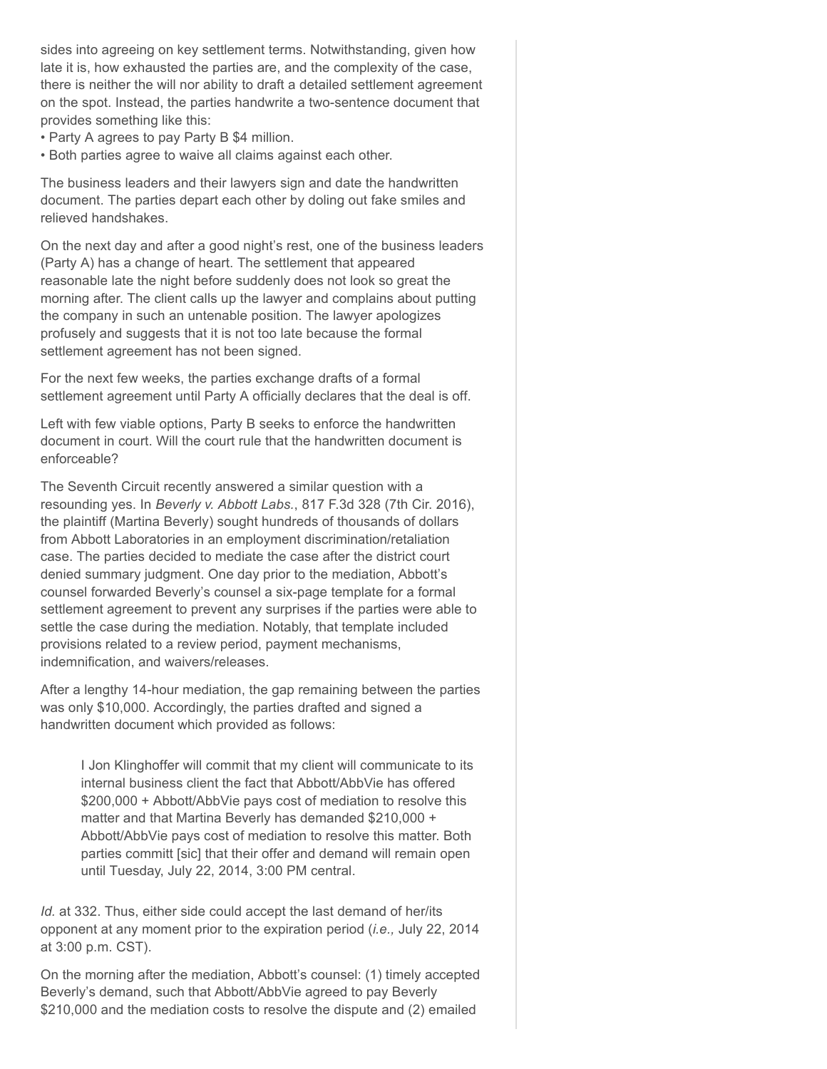sides into agreeing on key settlement terms. Notwithstanding, given how late it is, how exhausted the parties are, and the complexity of the case, there is neither the will nor ability to draft a detailed settlement agreement on the spot. Instead, the parties handwrite a two-sentence document that provides something like this:

- Party A agrees to pay Party B $4 million.
- Both parties agree to waive all claims against each other.

The business leaders and their lawyers sign and date the handwritten document. The parties depart each other by doling out fake smiles and relieved handshakes.

On the next day and after a good night's rest, one of the business leaders (Party A) has a change of heart. The settlement that appeared reasonable late the night before suddenly does not look so great the morning after. The client calls up the lawyer and complains about putting the company in such an untenable position. The lawyer apologizes profusely and suggests that it is not too late because the formal settlement agreement has not been signed.

For the next few weeks, the parties exchange drafts of a formal settlement agreement until Party A officially declares that the deal is off.

Left with few viable options, Party B seeks to enforce the handwritten document in court. Will the court rule that the handwritten document is enforceable?

The Seventh Circuit recently answered a similar question with a resounding yes. In *Beverly v. Abbott Labs.*, 817 F.3d 328 (7th Cir. 2016), the plaintiff (Martina Beverly) sought hundreds of thousands of dollars from Abbott Laboratories in an employment discrimination/retaliation case. The parties decided to mediate the case after the district court denied summary judgment. One day prior to the mediation, Abbott's counsel forwarded Beverly's counsel a six-page template for a formal settlement agreement to prevent any surprises if the parties were able to settle the case during the mediation. Notably, that template included provisions related to a review period, payment mechanisms, indemnification, and waivers/releases.

After a lengthy 14-hour mediation, the gap remaining between the parties was only $10,000. Accordingly, the parties drafted and signed a handwritten document which provided as follows:

> I Jon Klinghoffer will commit that my client will communicate to its internal business client the fact that Abbott/AbbVie has offered $200,000 + Abbott/AbbVie pays cost of mediation to resolve this matter and that Martina Beverly has demanded $210,000 + Abbott/AbbVie pays cost of mediation to resolve this matter. Both parties committ [sic] that their offer and demand will remain open until Tuesday, July 22, 2014, 3:00 PM central.

*Id.* at 332. Thus, either side could accept the last demand of her/its opponent at any moment prior to the expiration period (*i.e.,* July 22, 2014 at 3:00 p.m. CST).

On the morning after the mediation, Abbott's counsel: (1) timely accepted Beverly's demand, such that Abbott/AbbVie agreed to pay Beverly $210,000 and the mediation costs to resolve the dispute and (2) emailed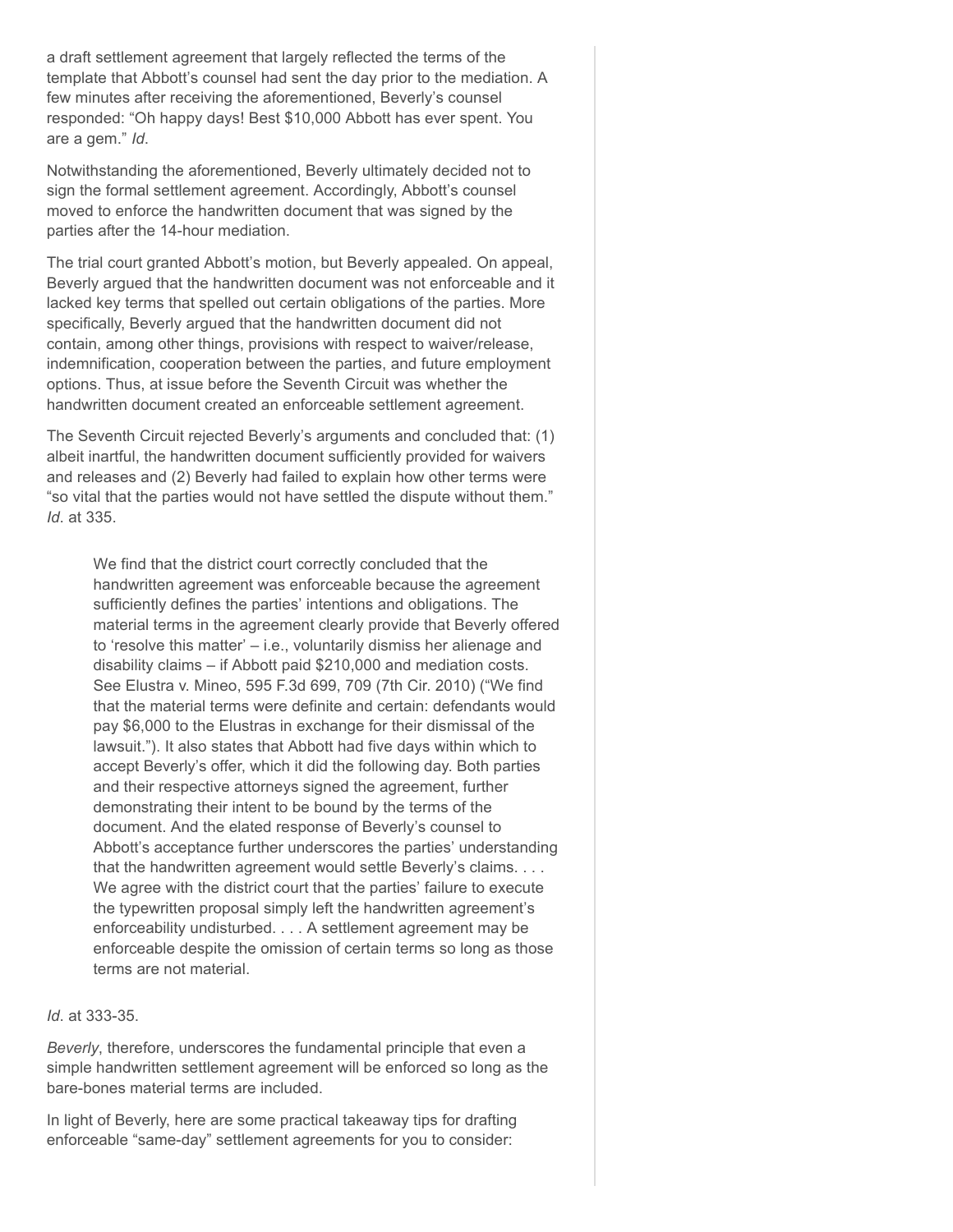a draft settlement agreement that largely reflected the terms of the template that Abbott's counsel had sent the day prior to the mediation. A few minutes after receiving the aforementioned, Beverly's counsel responded: "Oh happy days! Best $10,000 Abbott has ever spent. You are a gem." *Id*.

Notwithstanding the aforementioned, Beverly ultimately decided not to sign the formal settlement agreement. Accordingly, Abbott's counsel moved to enforce the handwritten document that was signed by the parties after the 14-hour mediation.

The trial court granted Abbott's motion, but Beverly appealed. On appeal, Beverly argued that the handwritten document was not enforceable and it lacked key terms that spelled out certain obligations of the parties. More specifically, Beverly argued that the handwritten document did not contain, among other things, provisions with respect to waiver/release, indemnification, cooperation between the parties, and future employment options. Thus, at issue before the Seventh Circuit was whether the handwritten document created an enforceable settlement agreement.

The Seventh Circuit rejected Beverly's arguments and concluded that: (1) albeit inartful, the handwritten document sufficiently provided for waivers and releases and (2) Beverly had failed to explain how other terms were "so vital that the parties would not have settled the dispute without them." *Id*. at 335.

> We find that the district court correctly concluded that the handwritten agreement was enforceable because the agreement sufficiently defines the parties' intentions and obligations. The material terms in the agreement clearly provide that Beverly offered to 'resolve this matter' – i.e., voluntarily dismiss her alienage and disability claims – if Abbott paid $210,000 and mediation costs. See Elustra v. Mineo, 595 F.3d 699, 709 (7th Cir. 2010) ("We find that the material terms were definite and certain: defendants would pay $6,000 to the Elustras in exchange for their dismissal of the lawsuit."). It also states that Abbott had five days within which to accept Beverly's offer, which it did the following day. Both parties and their respective attorneys signed the agreement, further demonstrating their intent to be bound by the terms of the document. And the elated response of Beverly's counsel to Abbott's acceptance further underscores the parties' understanding that the handwritten agreement would settle Beverly's claims. . . . We agree with the district court that the parties' failure to execute the typewritten proposal simply left the handwritten agreement's enforceability undisturbed. . . . A settlement agreement may be enforceable despite the omission of certain terms so long as those terms are not material.

*Id*. at 333-35.

*Beverly*, therefore, underscores the fundamental principle that even a simple handwritten settlement agreement will be enforced so long as the bare-bones material terms are included.

In light of Beverly, here are some practical takeaway tips for drafting enforceable "same-day" settlement agreements for you to consider: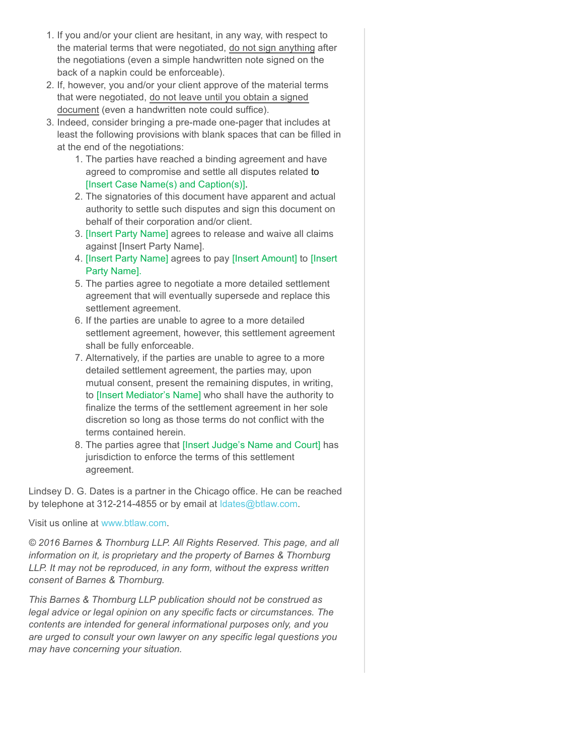1. If you and/or your client are hesitant, in any way, with respect to the material terms that were negotiated, do not sign anything after the negotiations (even a simple handwritten note signed on the back of a napkin could be enforceable).
2. If, however, you and/or your client approve of the material terms that were negotiated, do not leave until you obtain a signed document (even a handwritten note could suffice).
3. Indeed, consider bringing a pre-made one-pager that includes at least the following provisions with blank spaces that can be filled in at the end of the negotiations:
    1. The parties have reached a binding agreement and have agreed to compromise and settle all disputes related to [Insert Case Name(s) and Caption(s)].
    2. The signatories of this document have apparent and actual authority to settle such disputes and sign this document on behalf of their corporation and/or client.
    3. [Insert Party Name] agrees to release and waive all claims against [Insert Party Name].
    4. [Insert Party Name] agrees to pay [Insert Amount] to [Insert Party Name].
    5. The parties agree to negotiate a more detailed settlement agreement that will eventually supersede and replace this settlement agreement.
    6. If the parties are unable to agree to a more detailed settlement agreement, however, this settlement agreement shall be fully enforceable.
    7. Alternatively, if the parties are unable to agree to a more detailed settlement agreement, the parties may, upon mutual consent, present the remaining disputes, in writing, to [Insert Mediator's Name] who shall have the authority to finalize the terms of the settlement agreement in her sole discretion so long as those terms do not conflict with the terms contained herein.
    8. The parties agree that [Insert Judge's Name and Court] has jurisdiction to enforce the terms of this settlement agreement.

Lindsey D. G. Dates is a partner in the Chicago office. He can be reached by telephone at 312-214-4855 or by email at ldates@btlaw.com.

Visit us online at www.btlaw.com.

*© 2016 Barnes & Thornburg LLP. All Rights Reserved. This page, and all information on it, is proprietary and the property of Barnes & Thornburg LLP. It may not be reproduced, in any form, without the express written consent of Barnes & Thornburg.*

*This Barnes & Thornburg LLP publication should not be construed as legal advice or legal opinion on any specific facts or circumstances. The contents are intended for general informational purposes only, and you are urged to consult your own lawyer on any specific legal questions you may have concerning your situation.*